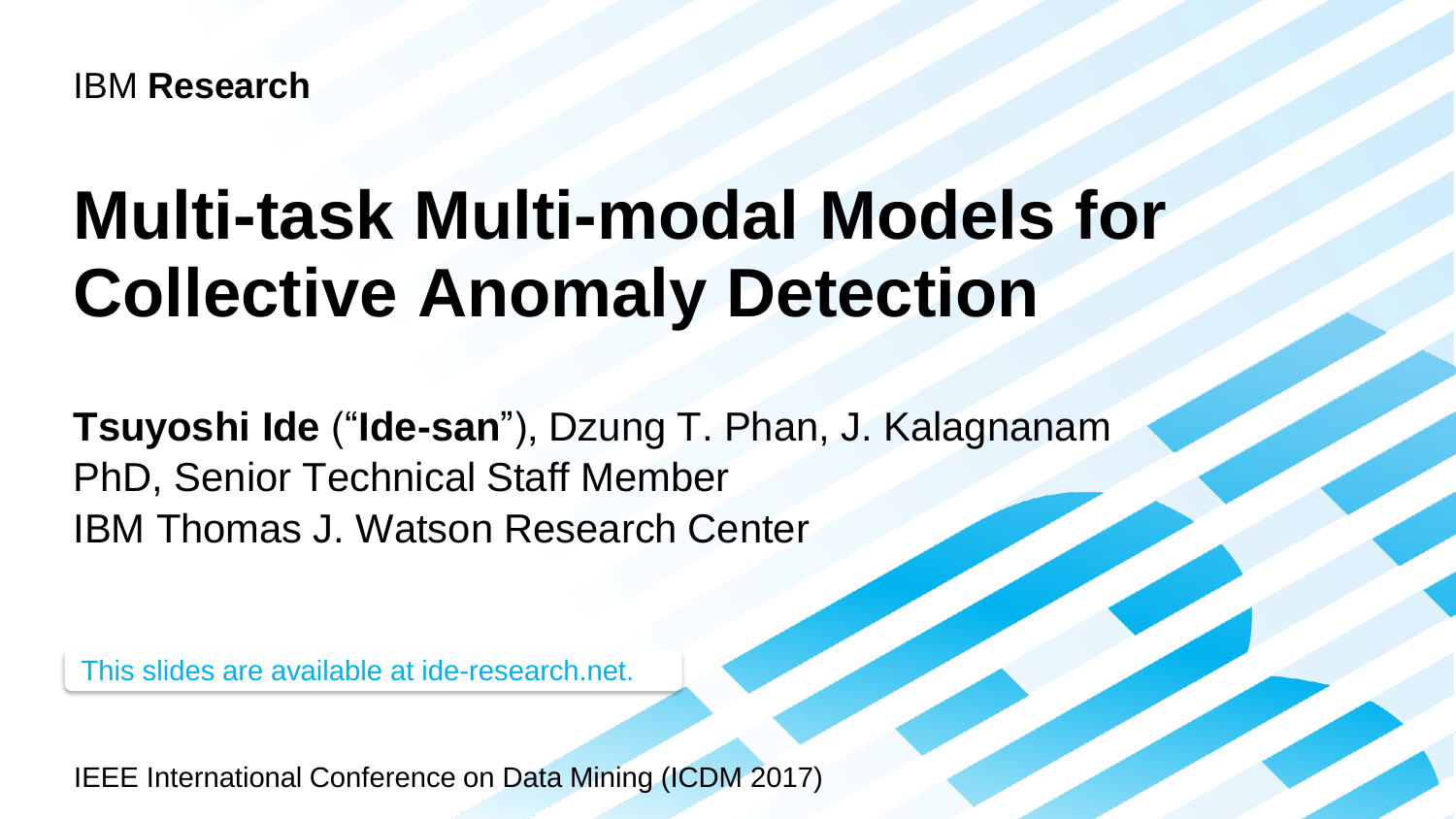IBM **Research**

# Multi-task Multi-modal Models for Collective Anomaly Detection

**Tsuyoshi Ide** (“**Ide-san**”), Dzung T. Phan, J. Kalagnanam
PhD, Senior Technical Staff Member
IBM Thomas J. Watson Research Center

This slides are available at ide-research.net.

IEEE International Conference on Data Mining (ICDM 2017)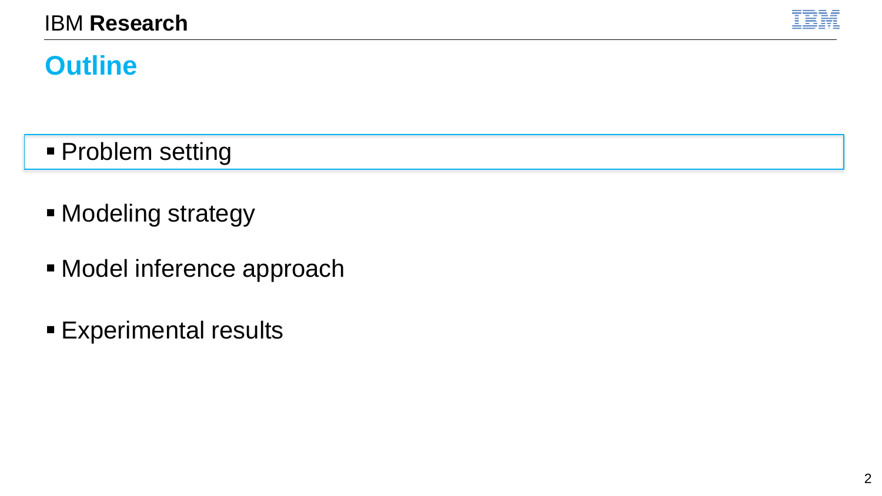# Outline

- Problem setting
- Modeling strategy
- Model inference approach
- Experimental results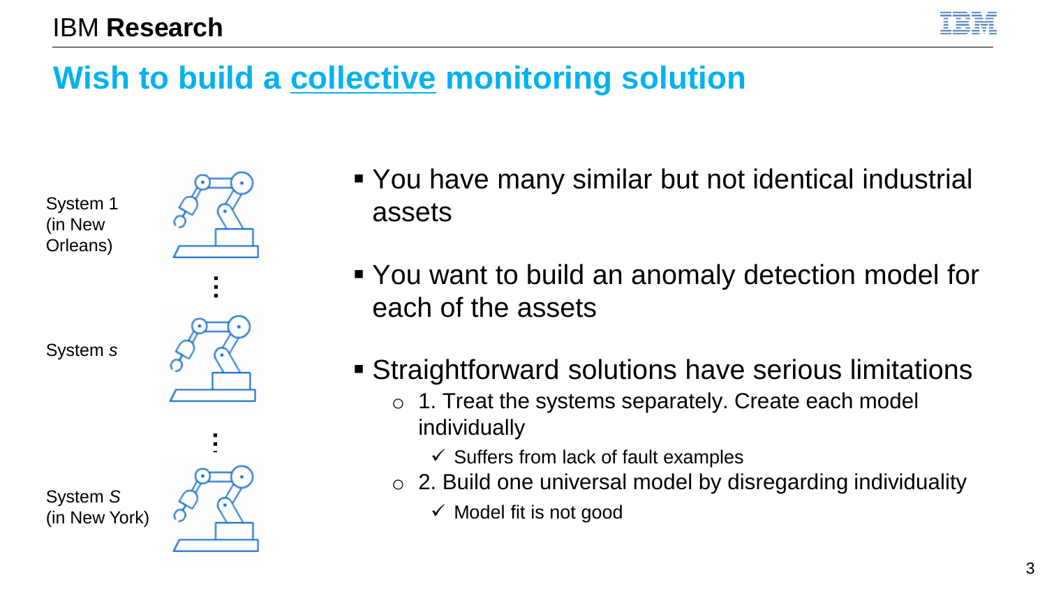# Wish to build a collective monitoring solution

System 1
(in New Orleans)

⋮

System *s*

⋮

System *S*
(in New York)

- You have many similar but not identical industrial assets
- You want to build an anomaly detection model for each of the assets
- Straightforward solutions have serious limitations
  - 1. Treat the systems separately. Create each model individually
    - ✓ Suffers from lack of fault examples
  - 2. Build one universal model by disregarding individuality
    - ✓ Model fit is not good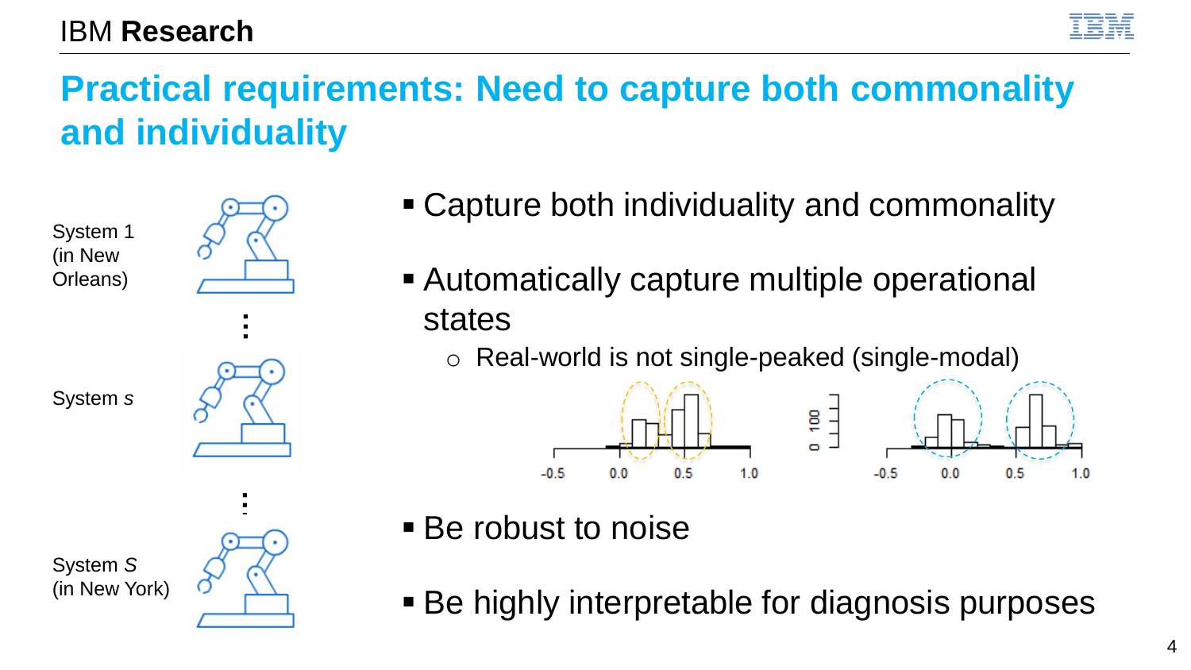# Practical requirements: Need to capture both commonality and individuality

System 1 (in New Orleans)

⋮

System *s*

⋮

System *S* (in New York)

- Capture both individuality and commonality
- Automatically capture multiple operational states
  - Real-world is not single-peaked (single-modal)
- Be robust to noise
- Be highly interpretable for diagnosis purposes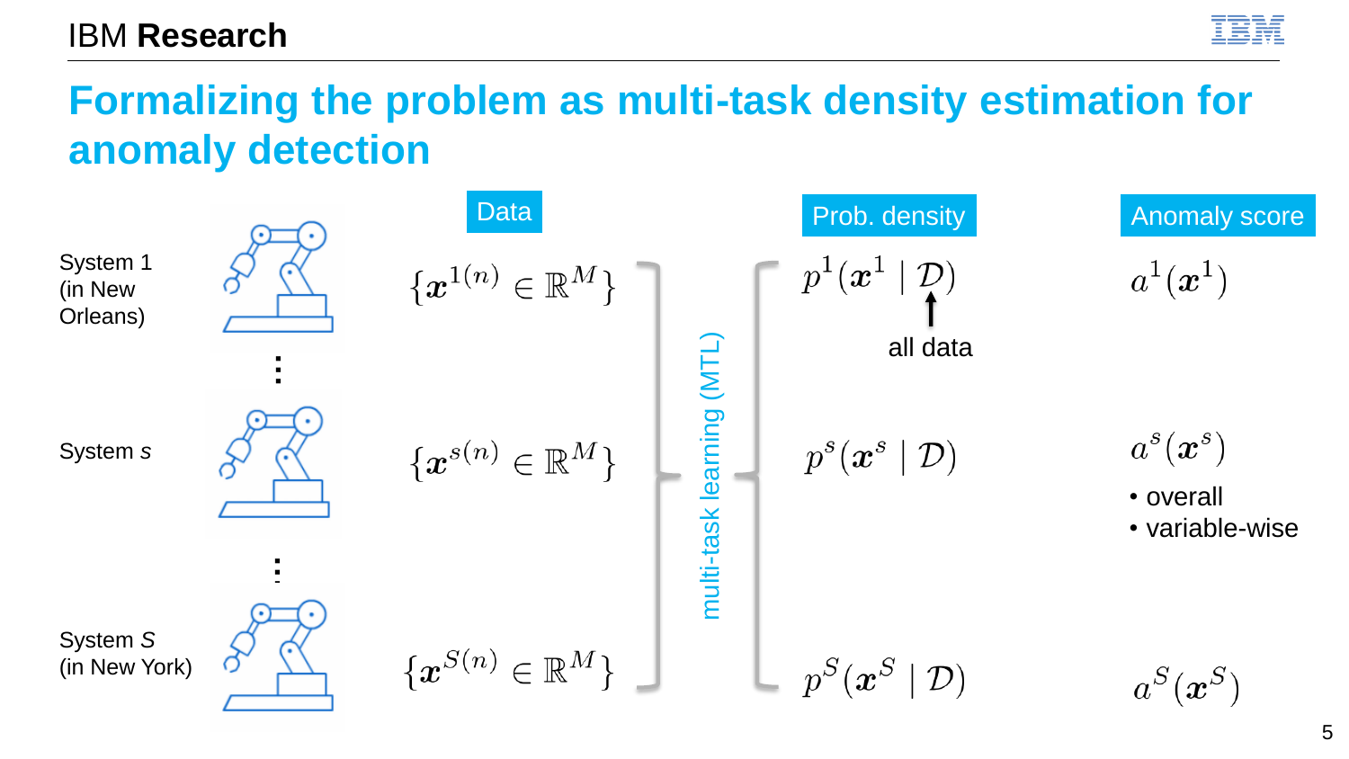# Formalizing the problem as multi-task density estimation for anomaly detection

| | Data | | Prob. density | Anomaly score |
|---|---|---|---|---|
| System 1 (in New Orleans) | $\{\boldsymbol{x}^{1(n)} \in \mathbb{R}^M\}$ | multi-task learning (MTL) | $p^1(\boldsymbol{x}^1 \mid \mathcal{D})$ ↑ all data | $a^1(\boldsymbol{x}^1)$ |
| ⋮ | | | | |
| System $s$ | $\{\boldsymbol{x}^{s(n)} \in \mathbb{R}^M\}$ | | $p^s(\boldsymbol{x}^s \mid \mathcal{D})$ | $a^s(\boldsymbol{x}^s)$ • overall • variable-wise |
| ⋮ | | | | |
| System $S$ (in New York) | $\{\boldsymbol{x}^{S(n)} \in \mathbb{R}^M\}$ | | $p^S(\boldsymbol{x}^S \mid \mathcal{D})$ | $a^S(\boldsymbol{x}^S)$ |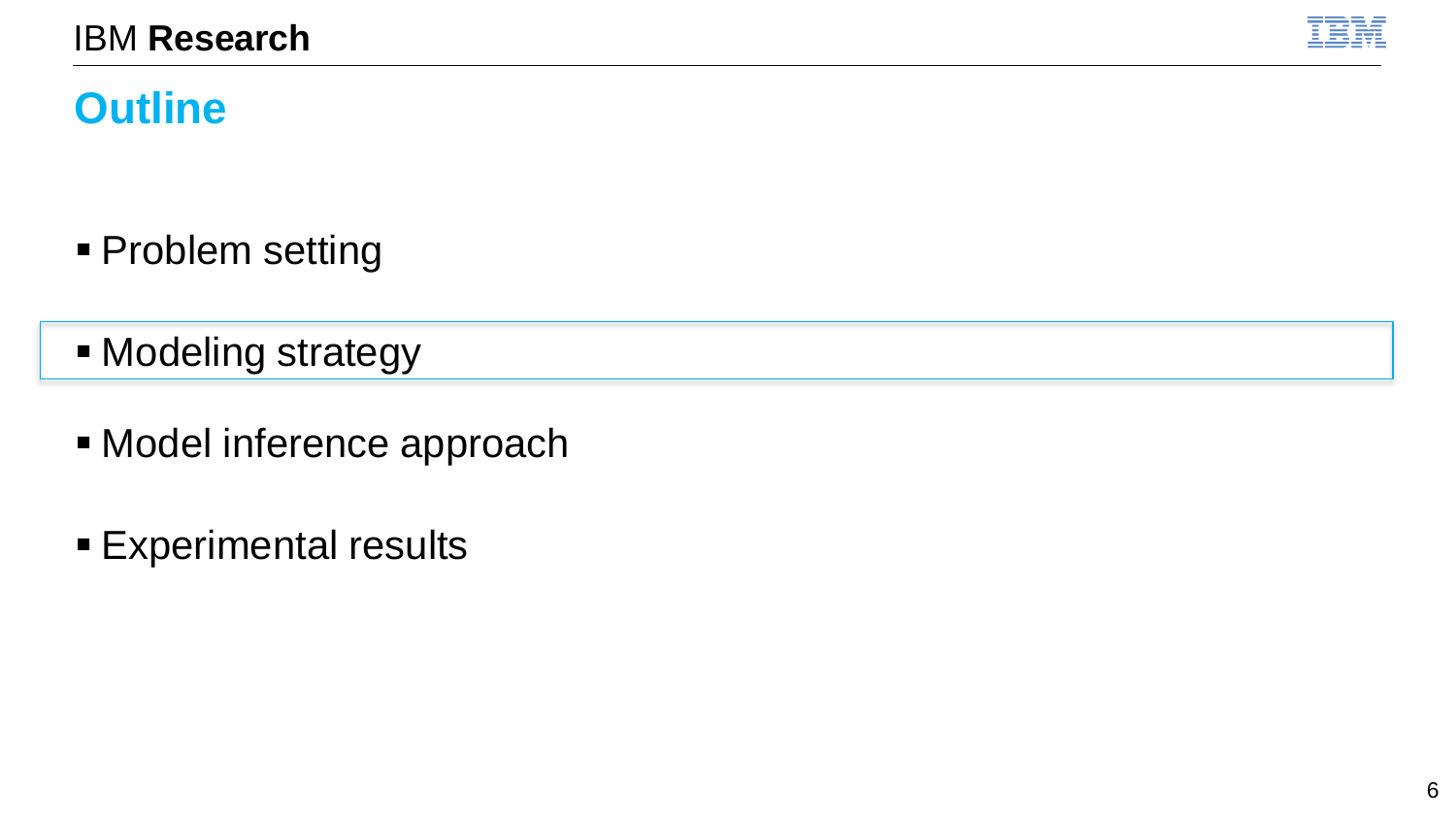# Outline

- Problem setting
- Modeling strategy
- Model inference approach
- Experimental results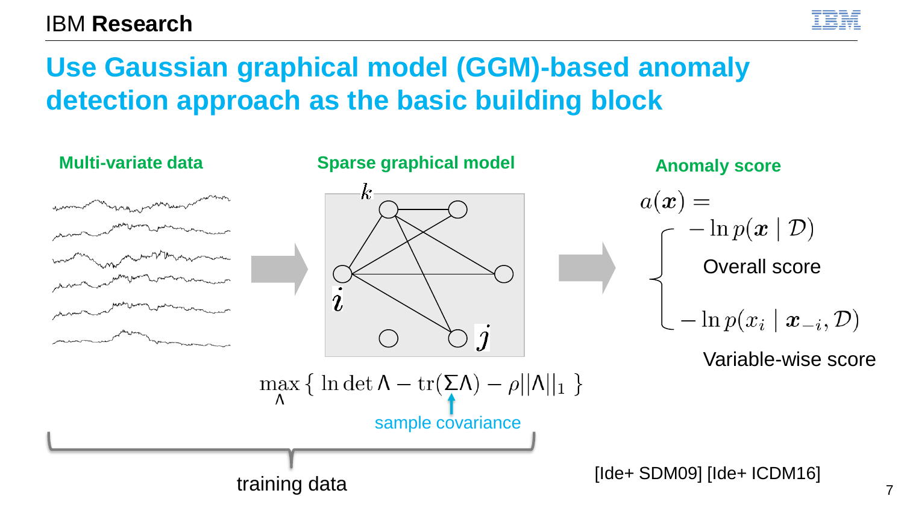# Use Gaussian graphical model (GGM)-based anomaly detection approach as the basic building block

**Multi-variate data**

**Sparse graphical model**

$k$

$i$

$j$

$$\max_{\Lambda} \left\{ \ln \det \Lambda - \mathrm{tr}(\Sigma \Lambda) - \rho \|\Lambda\|_1 \right\}$$

sample covariance

training data

**Anomaly score**

$$a(\boldsymbol{x}) = \begin{cases} -\ln p(\boldsymbol{x} \mid \mathcal{D}) \\ -\ln p(x_i \mid \boldsymbol{x}_{-i}, \mathcal{D}) \end{cases}$$

- $-\ln p(\boldsymbol{x} \mid \mathcal{D})$: Overall score
- $-\ln p(x_i \mid \boldsymbol{x}_{-i}, \mathcal{D})$: Variable-wise score

[Ide+ SDM09] [Ide+ ICDM16]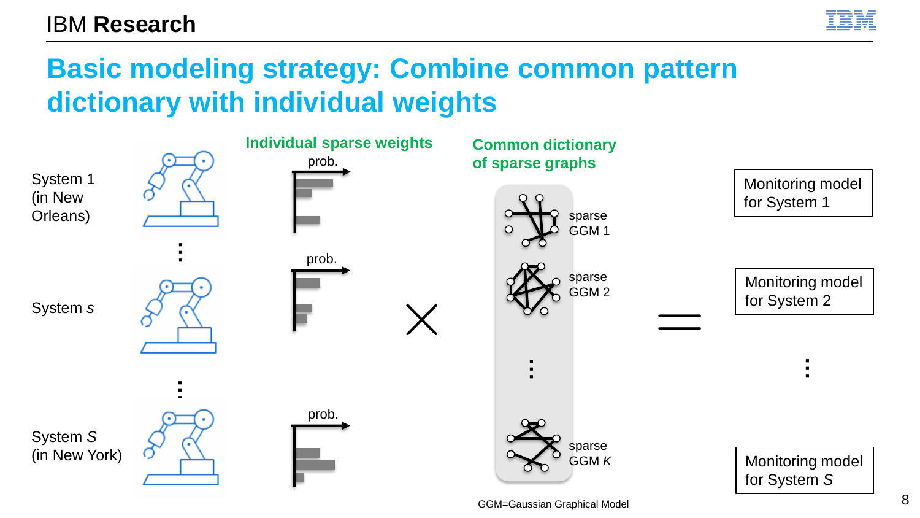# Basic modeling strategy: Combine common pattern dictionary with individual weights

System 1 (in New Orleans)

⋮

System $s$

⋮

System $S$ (in New York)

**Individual sparse weights**

prob.

prob.

prob.

×

**Common dictionary of sparse graphs**

sparse GGM 1

sparse GGM 2

⋮

sparse GGM $K$

=

Monitoring model for System 1

Monitoring model for System 2

⋮

Monitoring model for System $S$

GGM=Gaussian Graphical Model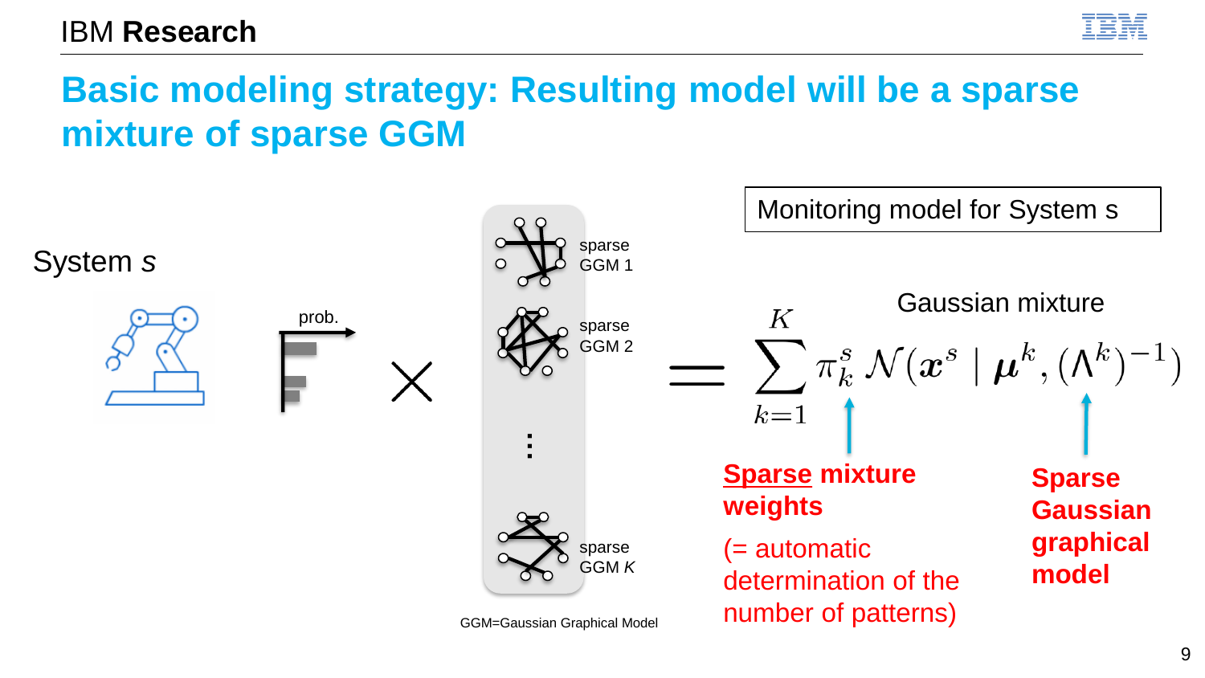# Basic modeling strategy: Resulting model will be a sparse mixture of sparse GGM

System *s*

prob.

sparse GGM 1

sparse GGM 2

⋮

sparse GGM *K*

GGM=Gaussian Graphical Model

Monitoring model for System s

Gaussian mixture

$$= \sum_{k=1}^{K} \pi_k^s \, \mathcal{N}(\boldsymbol{x}^s \mid \boldsymbol{\mu}^k, (\Lambda^k)^{-1})$$

**Sparse mixture weights**

(= automatic determination of the number of patterns)

**Sparse Gaussian graphical model**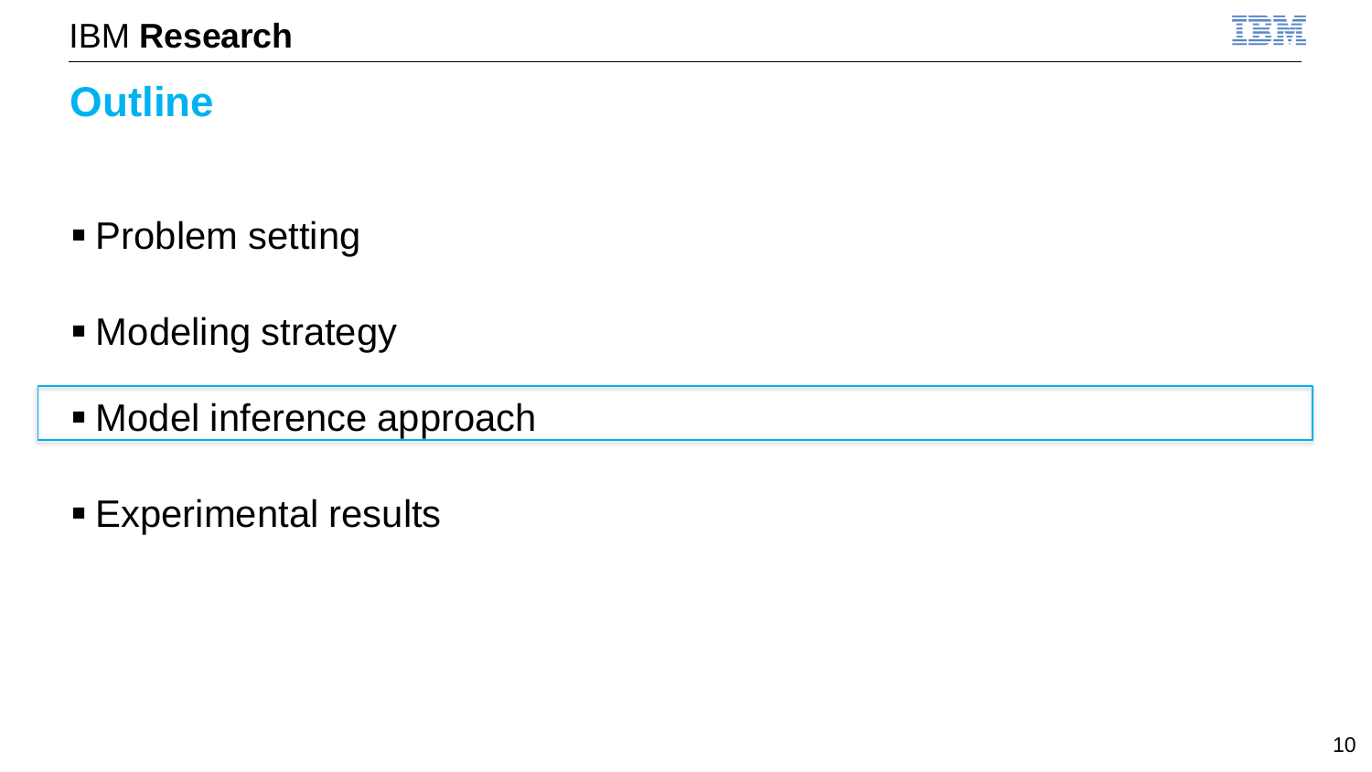## Outline

- Problem setting
- Modeling strategy
- Model inference approach
- Experimental results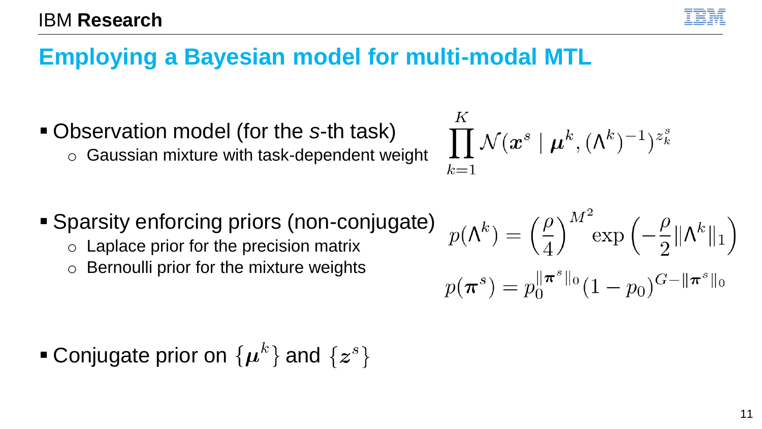# Employing a Bayesian model for multi-modal MTL

- Observation model (for the *s*-th task)
  - Gaussian mixture with task-dependent weight

$$\prod_{k=1}^{K} \mathcal{N}(\boldsymbol{x}^s \mid \boldsymbol{\mu}^k, (\Lambda^k)^{-1})^{z_k^s}$$

- Sparsity enforcing priors (non-conjugate)
  - Laplace prior for the precision matrix
  - Bernoulli prior for the mixture weights

$$p(\Lambda^k) = \left(\frac{\rho}{4}\right)^{M^2} \exp\left(-\frac{\rho}{2}\|\Lambda^k\|_1\right)$$

$$p(\boldsymbol{\pi}^s) = p_0^{\|\boldsymbol{\pi}^s\|_0}(1-p_0)^{G-\|\boldsymbol{\pi}^s\|_0}$$

- Conjugate prior on $\{\boldsymbol{\mu}^k\}$ and $\{\boldsymbol{z}^s\}$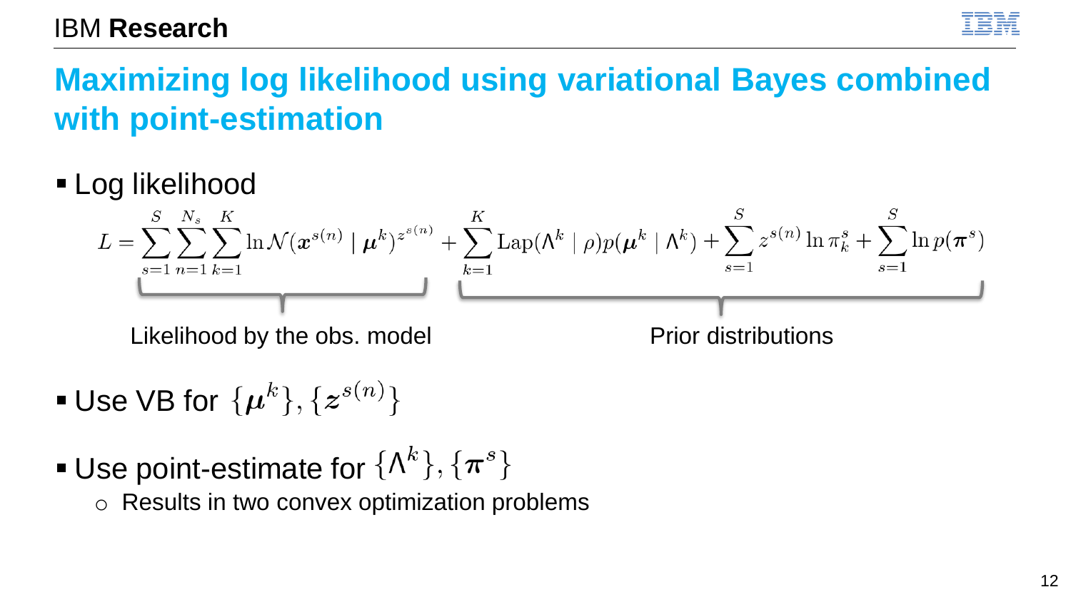# Maximizing log likelihood using variational Bayes combined with point-estimation

- Log likelihood

$$L = \underbrace{\sum_{s=1}^{S}\sum_{n=1}^{N_s}\sum_{k=1}^{K} \ln \mathcal{N}(\boldsymbol{x}^{s(n)} \mid \boldsymbol{\mu}^k)^{z^{s(n)}}}_{\text{Likelihood by the obs. model}} + \underbrace{\sum_{k=1}^{K} \mathrm{Lap}(\Lambda^k \mid \rho) p(\boldsymbol{\mu}^k \mid \Lambda^k) + \sum_{s=1}^{S} z^{s(n)} \ln \pi_k^s + \sum_{s=1}^{S} \ln p(\boldsymbol{\pi}^s)}_{\text{Prior distributions}}$$

- Use VB for $\{\boldsymbol{\mu}^k\}, \{\boldsymbol{z}^{s(n)}\}$
- Use point-estimate for $\{\Lambda^k\}, \{\boldsymbol{\pi}^s\}$
  - Results in two convex optimization problems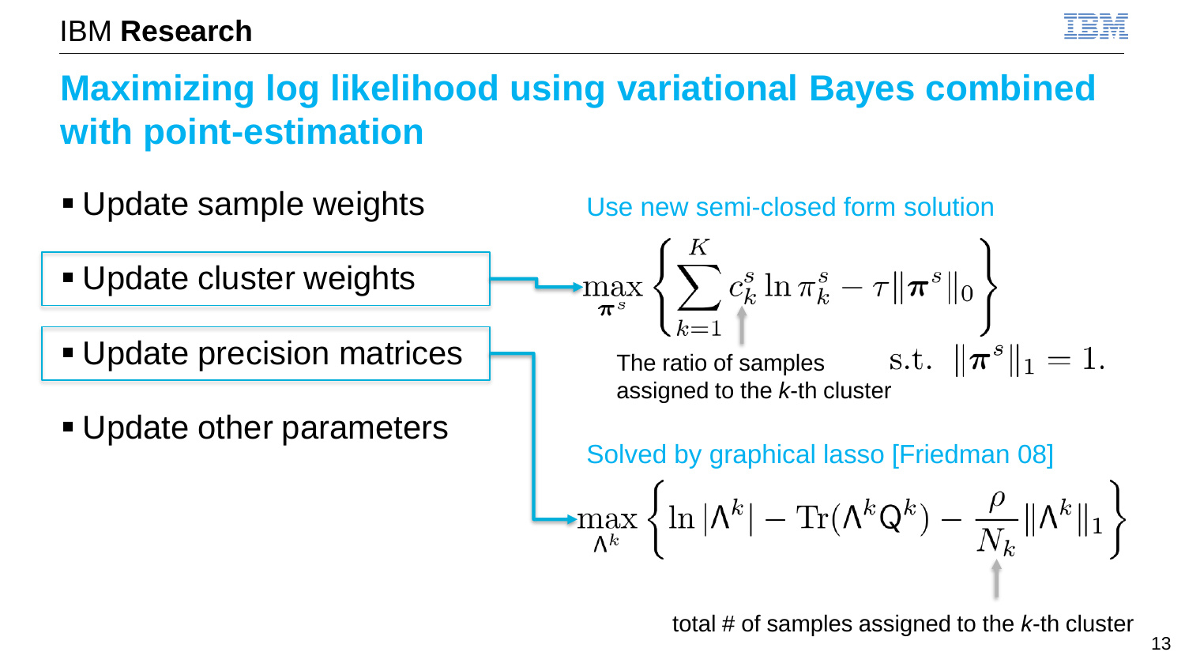# Maximizing log likelihood using variational Bayes combined with point-estimation

- Update sample weights
- Update cluster weights
- Update precision matrices
- Update other parameters

Use new semi-closed form solution

$$\max_{\boldsymbol{\pi}^s} \left\{ \sum_{k=1}^{K} c_k^s \ln \pi_k^s - \tau \|\boldsymbol{\pi}^s\|_0 \right\}$$

$$\text{s.t.} \quad \|\boldsymbol{\pi}^s\|_1 = 1.$$

$c_k^s$: The ratio of samples assigned to the *k*-th cluster

Solved by graphical lasso [Friedman 08]

$$\max_{\Lambda^k} \left\{ \ln |\Lambda^k| - \mathrm{Tr}(\Lambda^k \mathrm{Q}^k) - \frac{\rho}{N_k} \|\Lambda^k\|_1 \right\}$$

$N_k$: total # of samples assigned to the *k*-th cluster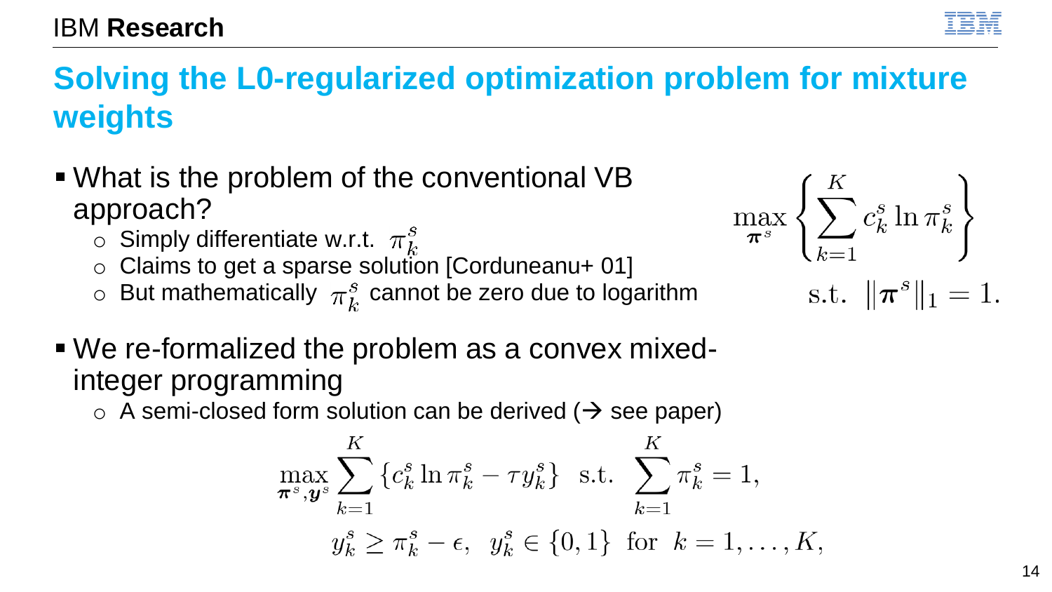# Solving the L0-regularized optimization problem for mixture weights

- What is the problem of the conventional VB approach?
  - Simply differentiate w.r.t. $\pi_k^s$
  - Claims to get a sparse solution [Corduneanu+ 01]
  - But mathematically $\pi_k^s$ cannot be zero due to logarithm

$$
\max_{\boldsymbol{\pi}^s} \left\{ \sum_{k=1}^{K} c_k^s \ln \pi_k^s \right\}
$$
$$
\text{s.t.} \ \ \|\boldsymbol{\pi}^s\|_1 = 1.
$$

- We re-formalized the problem as a convex mixed-integer programming
  - A semi-closed form solution can be derived (→ see paper)

$$
\max_{\boldsymbol{\pi}^s, \boldsymbol{y}^s} \sum_{k=1}^{K} \{ c_k^s \ln \pi_k^s - \tau y_k^s \} \ \ \text{s.t.} \ \ \sum_{k=1}^{K} \pi_k^s = 1,
$$
$$
y_k^s \geq \pi_k^s - \epsilon, \ \ y_k^s \in \{0, 1\} \ \ \text{for} \ \ k = 1, \ldots, K,
$$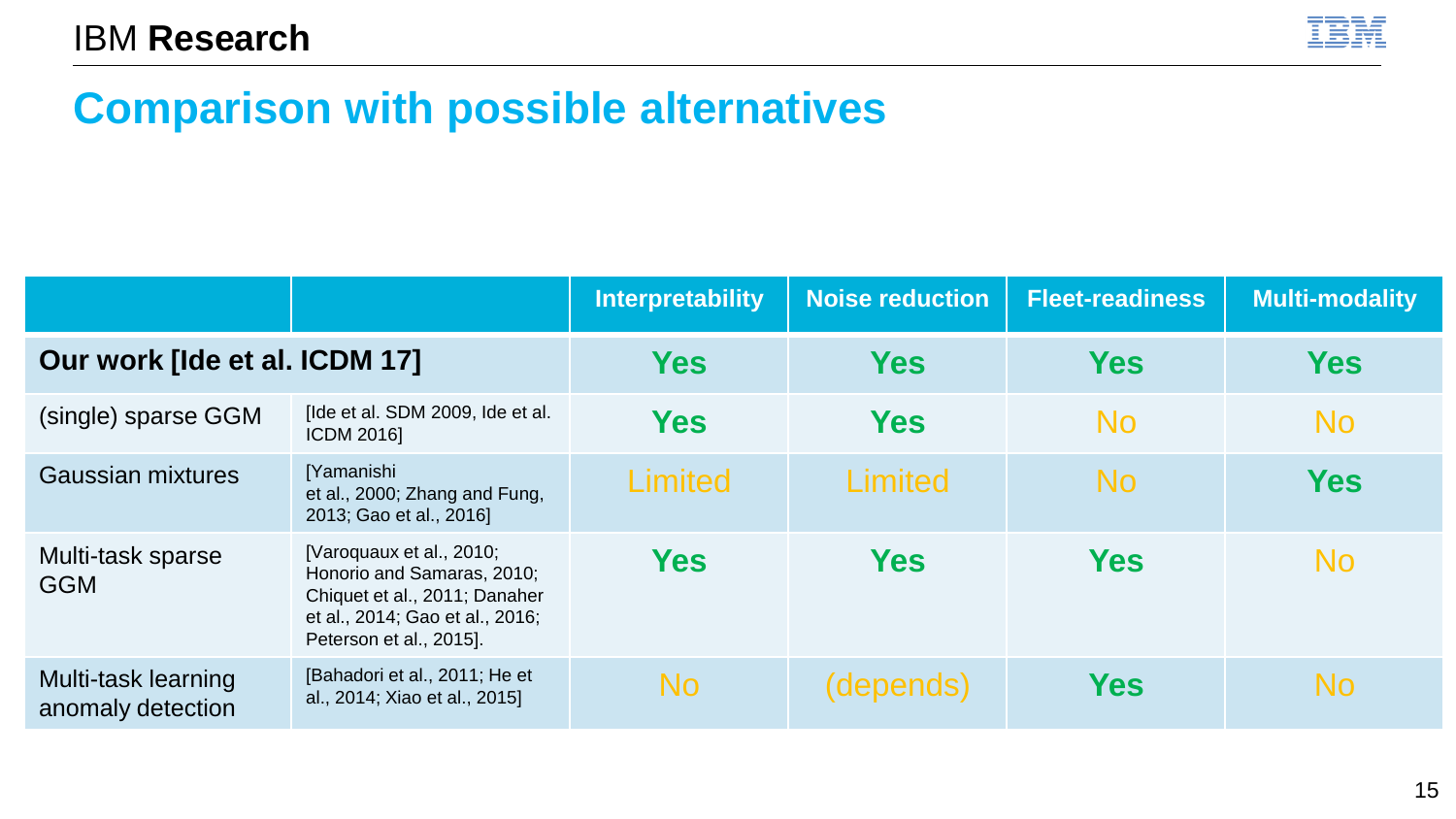## Comparison with possible alternatives

| | | Interpretability | Noise reduction | Fleet-readiness | Multi-modality |
|---|---|---|---|---|---|
| **Our work [Ide et al. ICDM 17]** | | **Yes** | **Yes** | **Yes** | **Yes** |
| (single) sparse GGM | [Ide et al. SDM 2009, Ide et al. ICDM 2016] | **Yes** | **Yes** | No | No |
| Gaussian mixtures | [Yamanishi et al., 2000; Zhang and Fung, 2013; Gao et al., 2016] | Limited | Limited | No | **Yes** |
| Multi-task sparse GGM | [Varoquaux et al., 2010; Honorio and Samaras, 2010; Chiquet et al., 2011; Danaher et al., 2014; Gao et al., 2016; Peterson et al., 2015]. | **Yes** | **Yes** | **Yes** | No |
| Multi-task learning anomaly detection | [Bahadori et al., 2011; He et al., 2014; Xiao et al., 2015] | No | (depends) | **Yes** | No |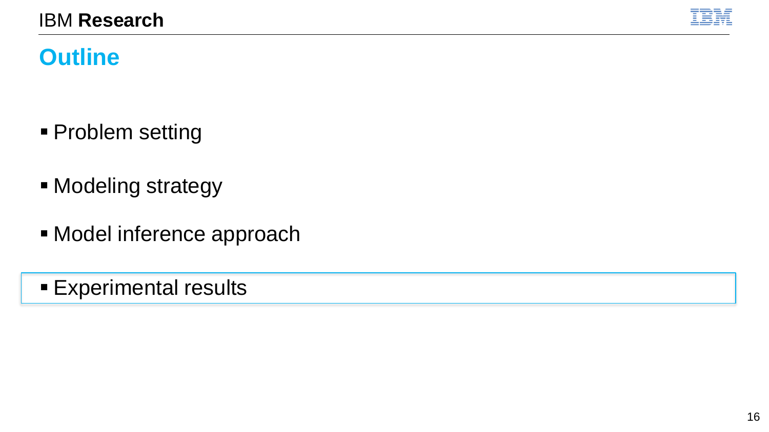## Outline

- Problem setting
- Modeling strategy
- Model inference approach
- Experimental results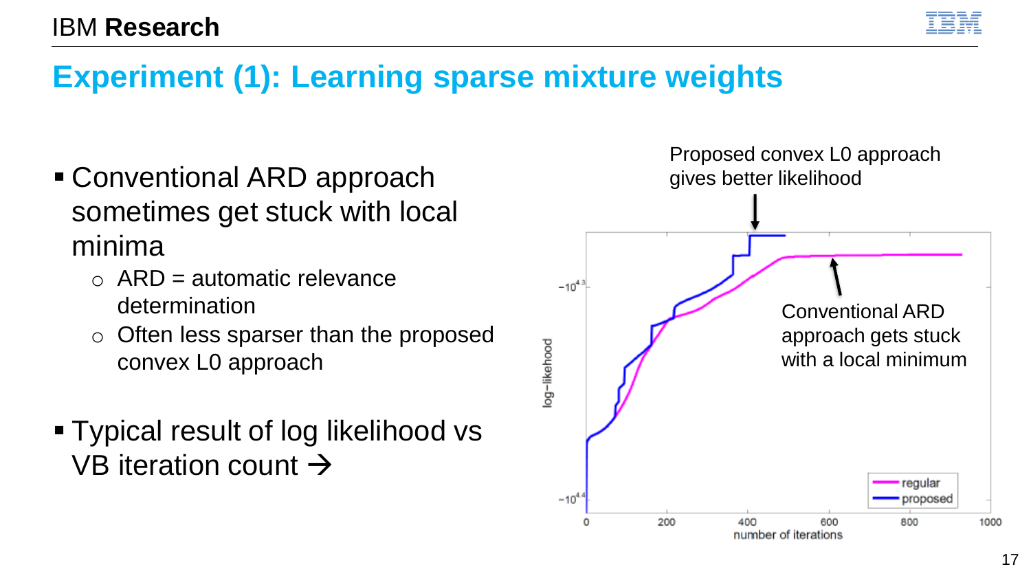# Experiment (1): Learning sparse mixture weights

- Conventional ARD approach sometimes get stuck with local minima
  - ARD = automatic relevance determination
  - Often less sparser than the proposed convex L0 approach

- Typical result of log likelihood vs VB iteration count →

Proposed convex L0 approach gives better likelihood

Conventional ARD approach gets stuck with a local minimum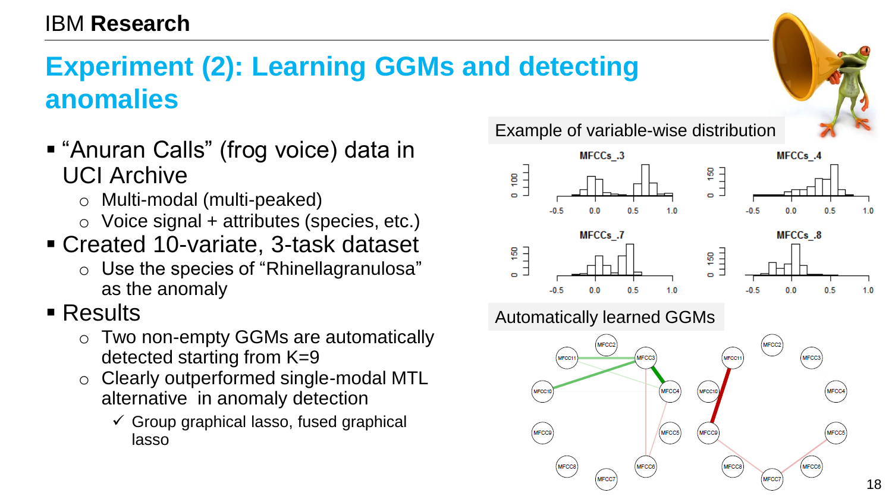# Experiment (2): Learning GGMs and detecting anomalies

- "Anuran Calls" (frog voice) data in UCI Archive
  - Multi-modal (multi-peaked)
  - Voice signal + attributes (species, etc.)
- Created 10-variate, 3-task dataset
  - Use the species of "Rhinellagranulosa" as the anomaly
- Results
  - Two non-empty GGMs are automatically detected starting from K=9
  - Clearly outperformed single-modal MTL alternative in anomaly detection
    - ✓ Group graphical lasso, fused graphical lasso

Example of variable-wise distribution

Automatically learned GGMs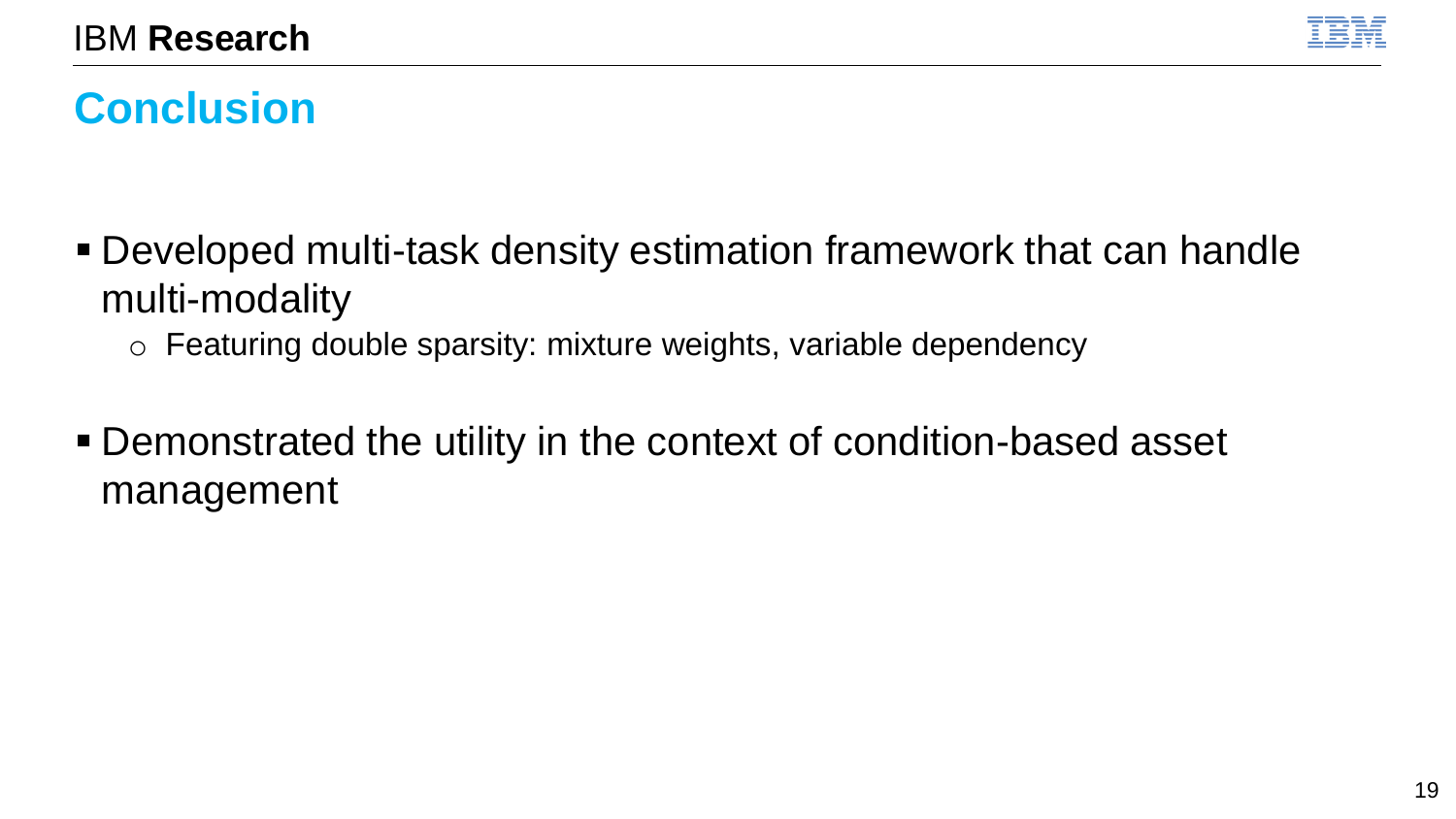## Conclusion

- Developed multi-task density estimation framework that can handle multi-modality
  - Featuring double sparsity: mixture weights, variable dependency
- Demonstrated the utility in the context of condition-based asset management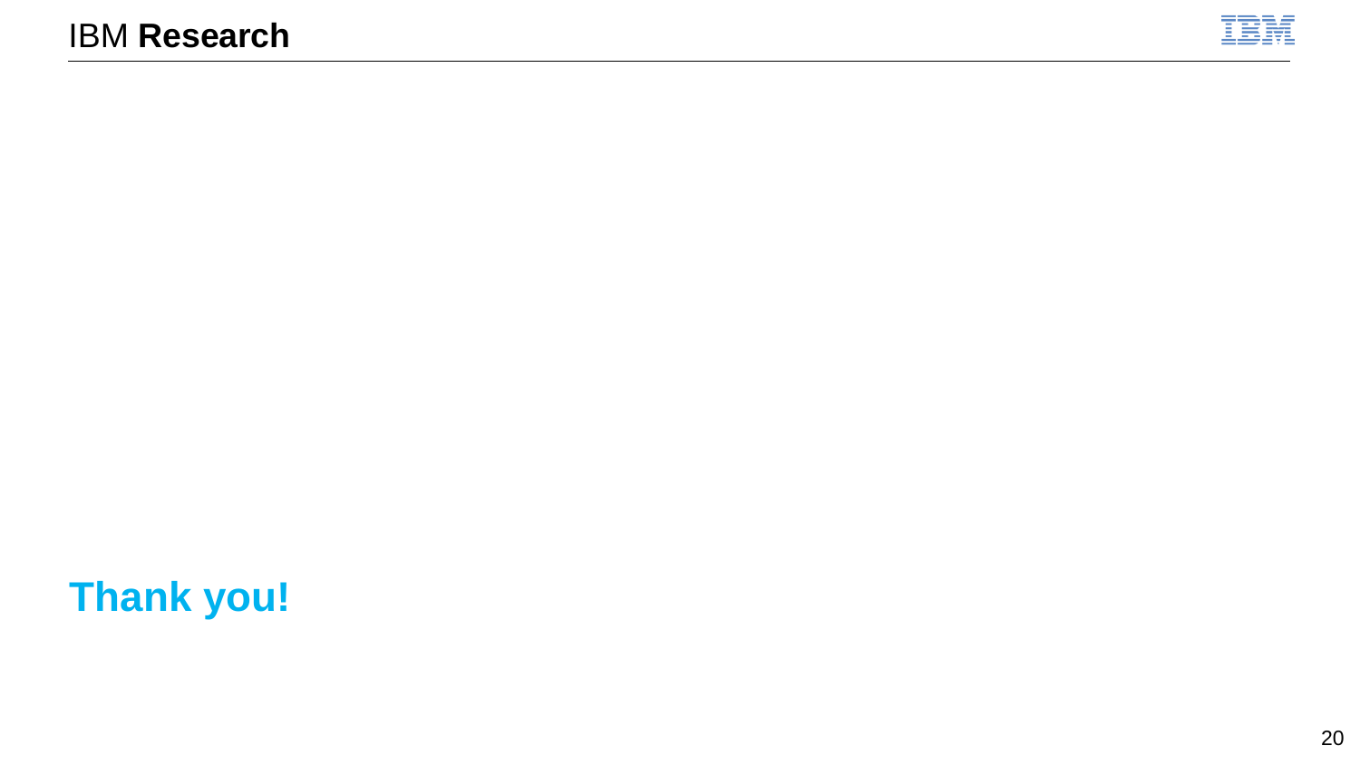**Thank you!**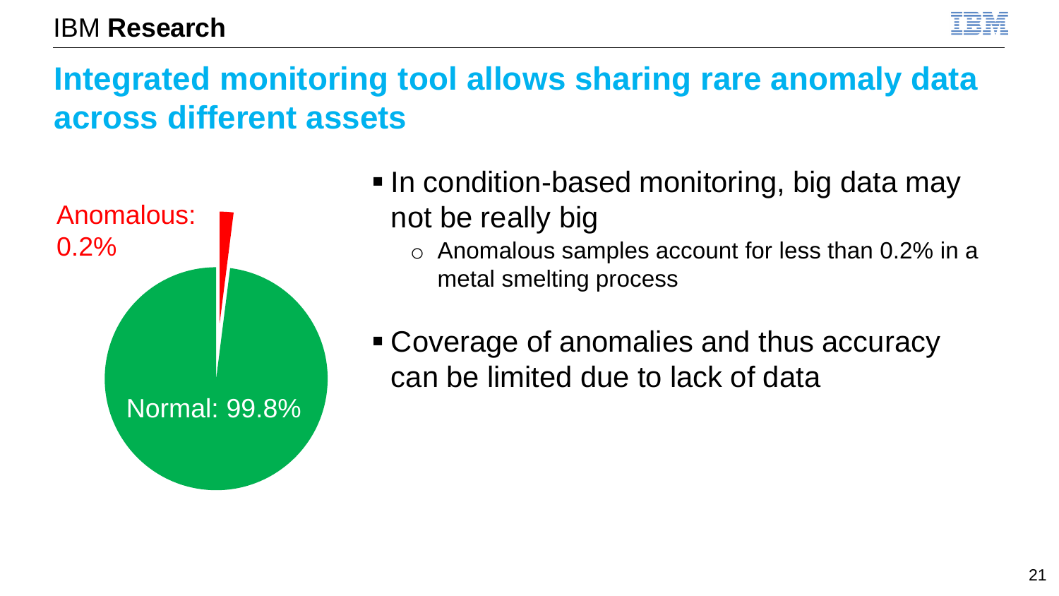# Integrated monitoring tool allows sharing rare anomaly data across different assets

Anomalous: 0.2%

Normal: 99.8%

- In condition-based monitoring, big data may not be really big
  - Anomalous samples account for less than 0.2% in a metal smelting process
- Coverage of anomalies and thus accuracy can be limited due to lack of data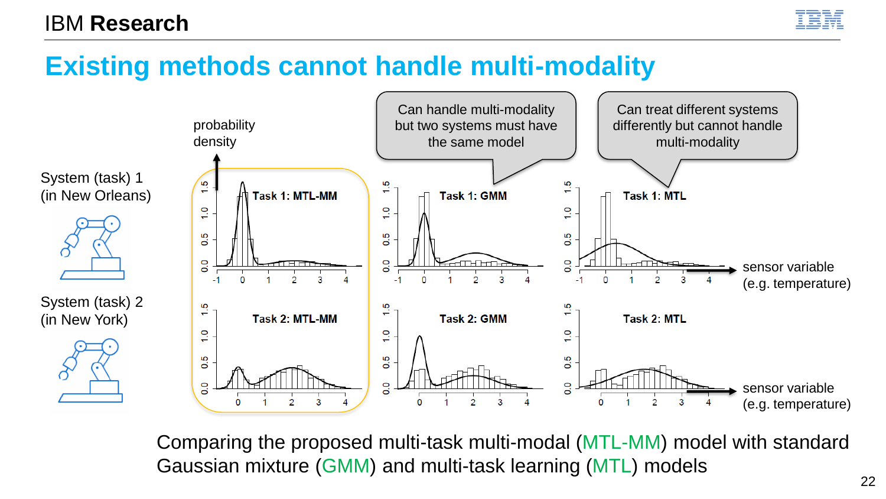# Existing methods cannot handle multi-modality

System (task) 1
(in New Orleans)

System (task) 2
(in New York)

probability density

Can handle multi-modality but two systems must have the same model

Can treat different systems differently but cannot handle multi-modality

Task 1: MTL-MM

Task 1: GMM

Task 1: MTL

Task 2: MTL-MM

Task 2: GMM

Task 2: MTL

sensor variable
(e.g. temperature)

sensor variable
(e.g. temperature)

Comparing the proposed multi-task multi-modal (MTL-MM) model with standard Gaussian mixture (GMM) and multi-task learning (MTL) models